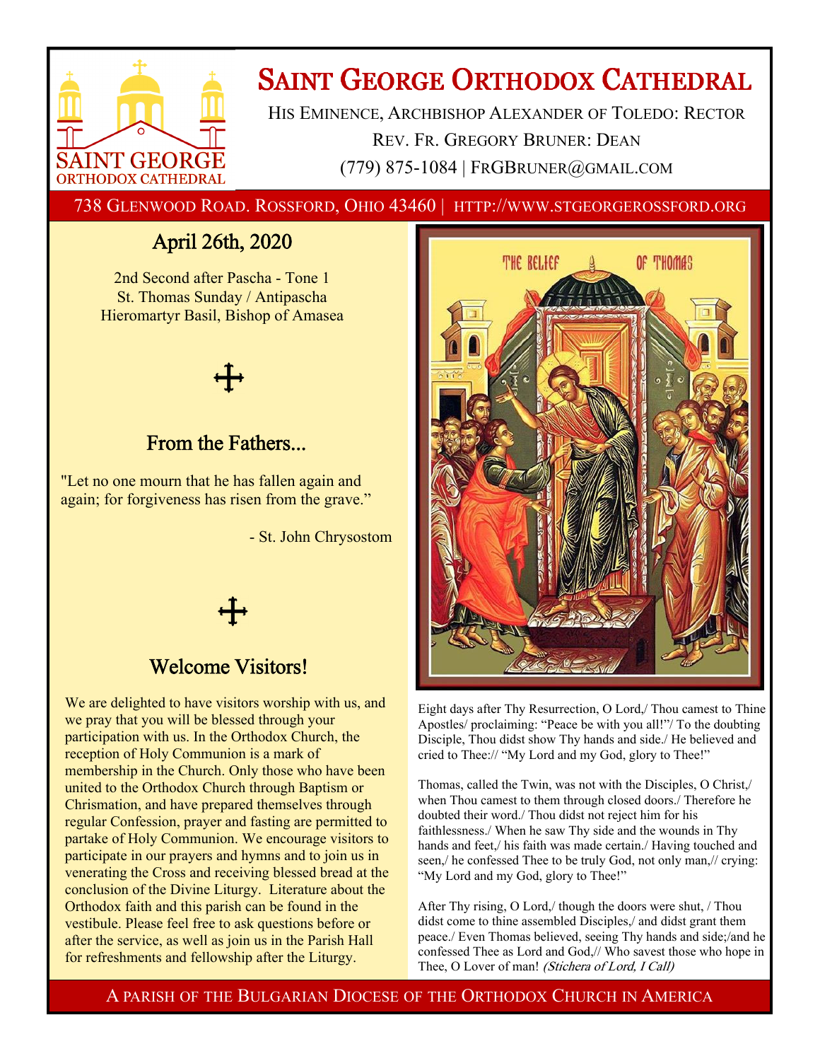# Saint George Orthodox Cathedral

His Eminence, Archbishop Alexander of Toledo: Rector

Rev. Fr. Gregory Bruner: Dean

(779) 875-1084 | FrGBruner@gmail.com

738 Glenwood Road. Rossford, Ohio 43460 | http://www.stgeorgerossford.org

## April 26th, 2020

2nd Second after Pascha - Tone 1
St. Thomas Sunday / Antipascha
Hieromartyr Basil, Bishop of Amasea

## From the Fathers...

"Let no one mourn that he has fallen again and again; for forgiveness has risen from the grave."

- St. John Chrysostom

## Welcome Visitors!

We are delighted to have visitors worship with us, and we pray that you will be blessed through your participation with us. In the Orthodox Church, the reception of Holy Communion is a mark of membership in the Church. Only those who have been united to the Orthodox Church through Baptism or Chrismation, and have prepared themselves through regular Confession, prayer and fasting are permitted to partake of Holy Communion. We encourage visitors to participate in our prayers and hymns and to join us in venerating the Cross and receiving blessed bread at the conclusion of the Divine Liturgy. Literature about the Orthodox faith and this parish can be found in the vestibule. Please feel free to ask questions before or after the service, as well as join us in the Parish Hall for refreshments and fellowship after the Liturgy.

Eight days after Thy Resurrection, O Lord,/ Thou camest to Thine Apostles/ proclaiming: "Peace be with you all!"/ To the doubting Disciple, Thou didst show Thy hands and side./ He believed and cried to Thee:// "My Lord and my God, glory to Thee!"

Thomas, called the Twin, was not with the Disciples, O Christ,/ when Thou camest to them through closed doors./ Therefore he doubted their word./ Thou didst not reject him for his faithlessness./ When he saw Thy side and the wounds in Thy hands and feet,/ his faith was made certain./ Having touched and seen,/ he confessed Thee to be truly God, not only man,// crying: "My Lord and my God, glory to Thee!"

After Thy rising, O Lord,/ though the doors were shut, / Thou didst come to thine assembled Disciples,/ and didst grant them peace./ Even Thomas believed, seeing Thy hands and side;/and he confessed Thee as Lord and God,// Who savest those who hope in Thee, O Lover of man! *(Stichera of Lord, I Call)*

A parish of the Bulgarian Diocese of the Orthodox Church in America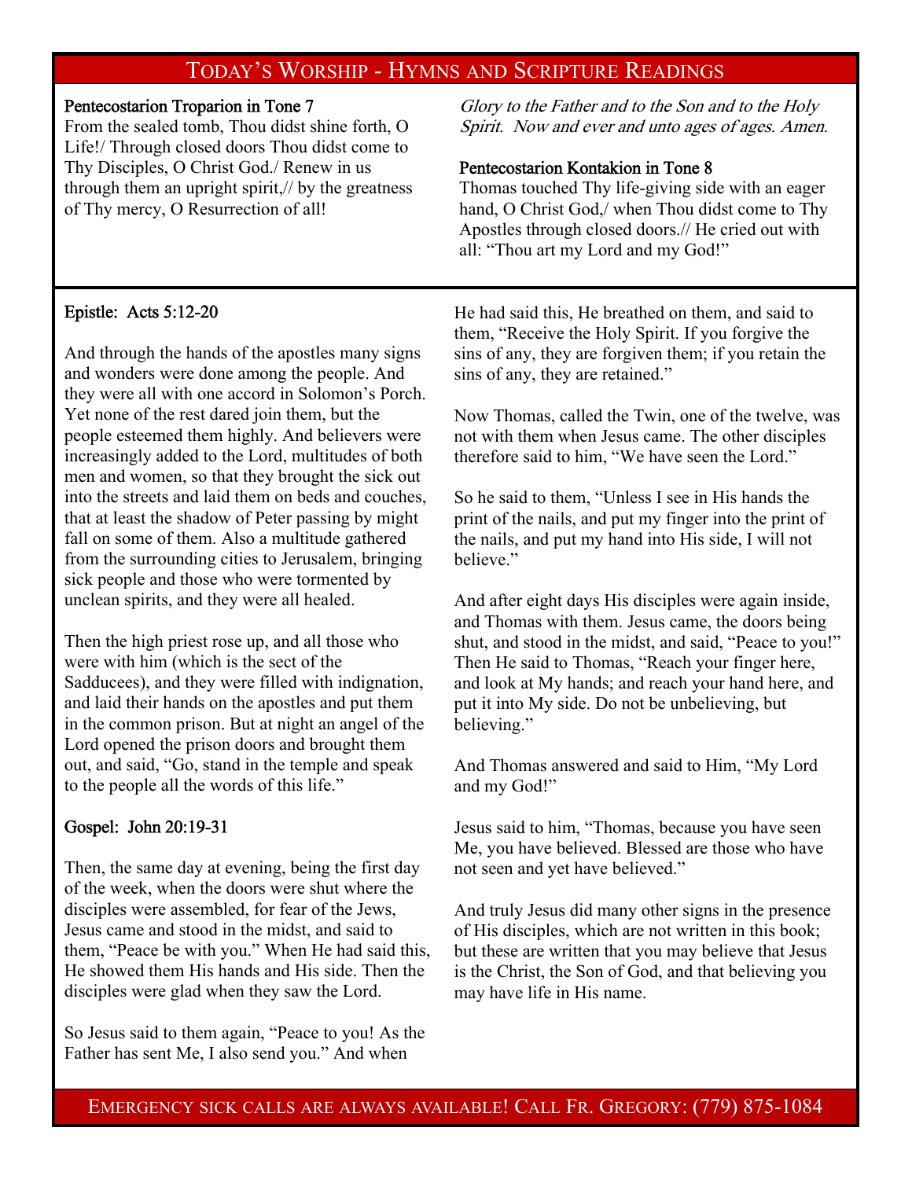## Today's Worship - Hymns and Scripture Readings

**Pentecostarion Troparion in Tone 7**
From the sealed tomb, Thou didst shine forth, O Life!/ Through closed doors Thou didst come to Thy Disciples, O Christ God./ Renew in us through them an upright spirit,// by the greatness of Thy mercy, O Resurrection of all!

*Glory to the Father and to the Son and to the Holy Spirit. Now and ever and unto ages of ages. Amen.*

**Pentecostarion Kontakion in Tone 8**
Thomas touched Thy life-giving side with an eager hand, O Christ God,/ when Thou didst come to Thy Apostles through closed doors.// He cried out with all: "Thou art my Lord and my God!"

**Epistle: Acts 5:12-20**

And through the hands of the apostles many signs and wonders were done among the people. And they were all with one accord in Solomon's Porch. Yet none of the rest dared join them, but the people esteemed them highly. And believers were increasingly added to the Lord, multitudes of both men and women, so that they brought the sick out into the streets and laid them on beds and couches, that at least the shadow of Peter passing by might fall on some of them. Also a multitude gathered from the surrounding cities to Jerusalem, bringing sick people and those who were tormented by unclean spirits, and they were all healed.

Then the high priest rose up, and all those who were with him (which is the sect of the Sadducees), and they were filled with indignation, and laid their hands on the apostles and put them in the common prison. But at night an angel of the Lord opened the prison doors and brought them out, and said, "Go, stand in the temple and speak to the people all the words of this life."

**Gospel: John 20:19-31**

Then, the same day at evening, being the first day of the week, when the doors were shut where the disciples were assembled, for fear of the Jews, Jesus came and stood in the midst, and said to them, "Peace be with you." When He had said this, He showed them His hands and His side. Then the disciples were glad when they saw the Lord.

So Jesus said to them again, "Peace to you! As the Father has sent Me, I also send you." And when He had said this, He breathed on them, and said to them, "Receive the Holy Spirit. If you forgive the sins of any, they are forgiven them; if you retain the sins of any, they are retained."

Now Thomas, called the Twin, one of the twelve, was not with them when Jesus came. The other disciples therefore said to him, "We have seen the Lord."

So he said to them, "Unless I see in His hands the print of the nails, and put my finger into the print of the nails, and put my hand into His side, I will not believe."

And after eight days His disciples were again inside, and Thomas with them. Jesus came, the doors being shut, and stood in the midst, and said, "Peace to you!" Then He said to Thomas, "Reach your finger here, and look at My hands; and reach your hand here, and put it into My side. Do not be unbelieving, but believing."

And Thomas answered and said to Him, "My Lord and my God!"

Jesus said to him, "Thomas, because you have seen Me, you have believed. Blessed are those who have not seen and yet have believed."

And truly Jesus did many other signs in the presence of His disciples, which are not written in this book; but these are written that you may believe that Jesus is the Christ, the Son of God, and that believing you may have life in His name.

Emergency sick calls are always available! Call Fr. Gregory: (779) 875-1084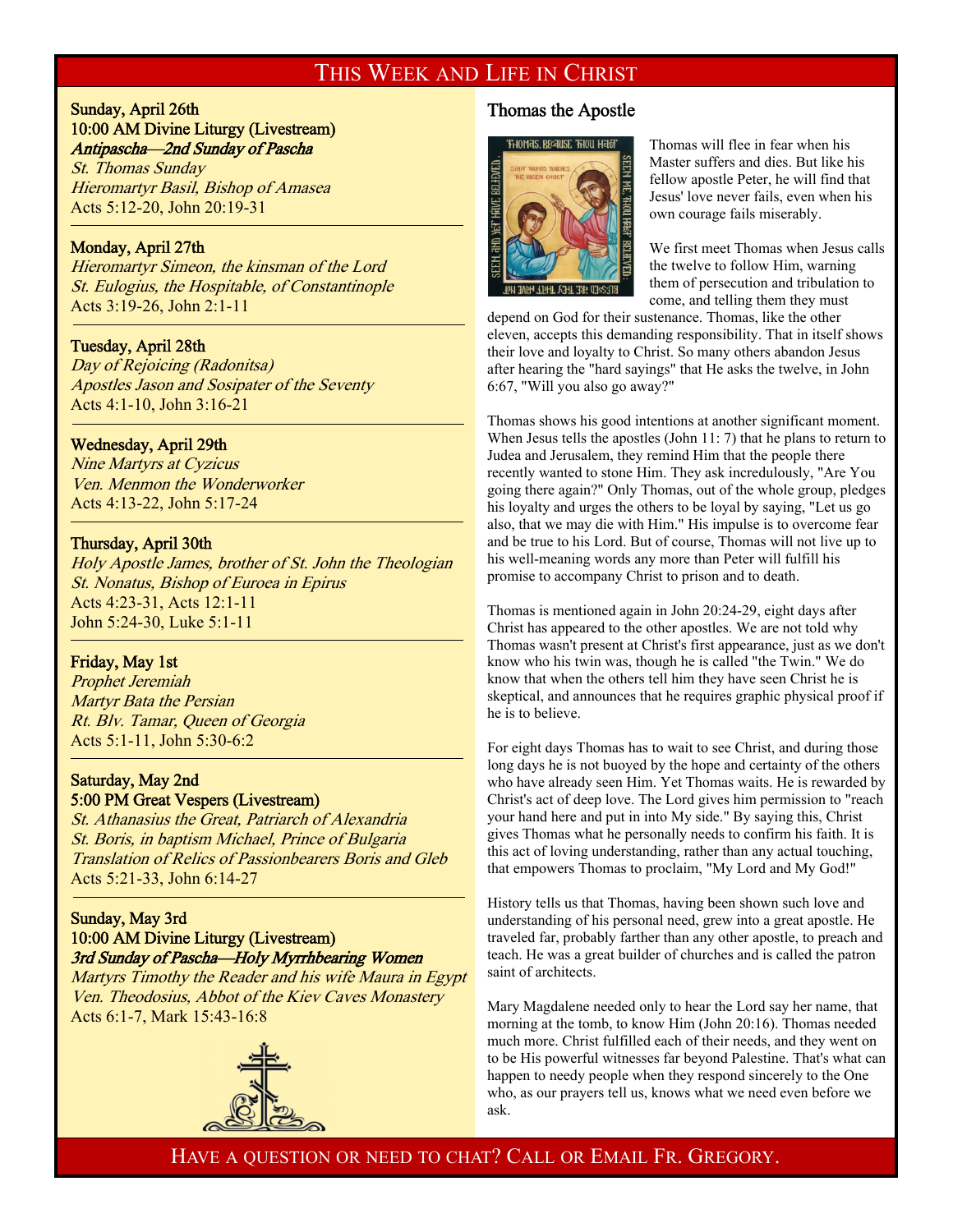# This Week and Life in Christ

**Sunday, April 26th**
**10:00 AM Divine Liturgy (Livestream)**
***Antipascha—2nd Sunday of Pascha***
*St. Thomas Sunday*
*Hieromartyr Basil, Bishop of Amasea*
Acts 5:12-20, John 20:19-31

---

**Monday, April 27th**
*Hieromartyr Simeon, the kinsman of the Lord*
*St. Eulogius, the Hospitable, of Constantinople*
Acts 3:19-26, John 2:1-11

---

**Tuesday, April 28th**
*Day of Rejoicing (Radonitsa)*
*Apostles Jason and Sosipater of the Seventy*
Acts 4:1-10, John 3:16-21

---

**Wednesday, April 29th**
*Nine Martyrs at Cyzicus*
*Ven. Menmon the Wonderworker*
Acts 4:13-22, John 5:17-24

---

**Thursday, April 30th**
*Holy Apostle James, brother of St. John the Theologian*
*St. Nonatus, Bishop of Euroea in Epirus*
Acts 4:23-31, Acts 12:1-11
John 5:24-30, Luke 5:1-11

---

**Friday, May 1st**
*Prophet Jeremiah*
*Martyr Bata the Persian*
*Rt. Blv. Tamar, Queen of Georgia*
Acts 5:1-11, John 5:30-6:2

---

**Saturday, May 2nd**
**5:00 PM Great Vespers (Livestream)**
*St. Athanasius the Great, Patriarch of Alexandria*
*St. Boris, in baptism Michael, Prince of Bulgaria*
*Translation of Relics of Passionbearers Boris and Gleb*
Acts 5:21-33, John 6:14-27

---

**Sunday, May 3rd**
**10:00 AM Divine Liturgy (Livestream)**
***3rd Sunday of Pascha—Holy Myrrhbearing Women***
*Martyrs Timothy the Reader and his wife Maura in Egypt*
*Ven. Theodosius, Abbot of the Kiev Caves Monastery*
Acts 6:1-7, Mark 15:43-16:8

## Thomas the Apostle

Thomas will flee in fear when his Master suffers and dies. But like his fellow apostle Peter, he will find that Jesus' love never fails, even when his own courage fails miserably.

We first meet Thomas when Jesus calls the twelve to follow Him, warning them of persecution and tribulation to come, and telling them they must depend on God for their sustenance. Thomas, like the other eleven, accepts this demanding responsibility. That in itself shows their love and loyalty to Christ. So many others abandon Jesus after hearing the "hard sayings" that He asks the twelve, in John 6:67, "Will you also go away?"

Thomas shows his good intentions at another significant moment. When Jesus tells the apostles (John 11: 7) that he plans to return to Judea and Jerusalem, they remind Him that the people there recently wanted to stone Him. They ask incredulously, "Are You going there again?" Only Thomas, out of the whole group, pledges his loyalty and urges the others to be loyal by saying, "Let us go also, that we may die with Him." His impulse is to overcome fear and be true to his Lord. But of course, Thomas will not live up to his well-meaning words any more than Peter will fulfill his promise to accompany Christ to prison and to death.

Thomas is mentioned again in John 20:24-29, eight days after Christ has appeared to the other apostles. We are not told why Thomas wasn't present at Christ's first appearance, just as we don't know who his twin was, though he is called "the Twin." We do know that when the others tell him they have seen Christ he is skeptical, and announces that he requires graphic physical proof if he is to believe.

For eight days Thomas has to wait to see Christ, and during those long days he is not buoyed by the hope and certainty of the others who have already seen Him. Yet Thomas waits. He is rewarded by Christ's act of deep love. The Lord gives him permission to "reach your hand here and put in into My side." By saying this, Christ gives Thomas what he personally needs to confirm his faith. It is this act of loving understanding, rather than any actual touching, that empowers Thomas to proclaim, "My Lord and My God!"

History tells us that Thomas, having been shown such love and understanding of his personal need, grew into a great apostle. He traveled far, probably farther than any other apostle, to preach and teach. He was a great builder of churches and is called the patron saint of architects.

Mary Magdalene needed only to hear the Lord say her name, that morning at the tomb, to know Him (John 20:16). Thomas needed much more. Christ fulfilled each of their needs, and they went on to be His powerful witnesses far beyond Palestine. That's what can happen to needy people when they respond sincerely to the One who, as our prayers tell us, knows what we need even before we ask.

Have a question or need to chat? Call or Email Fr. Gregory.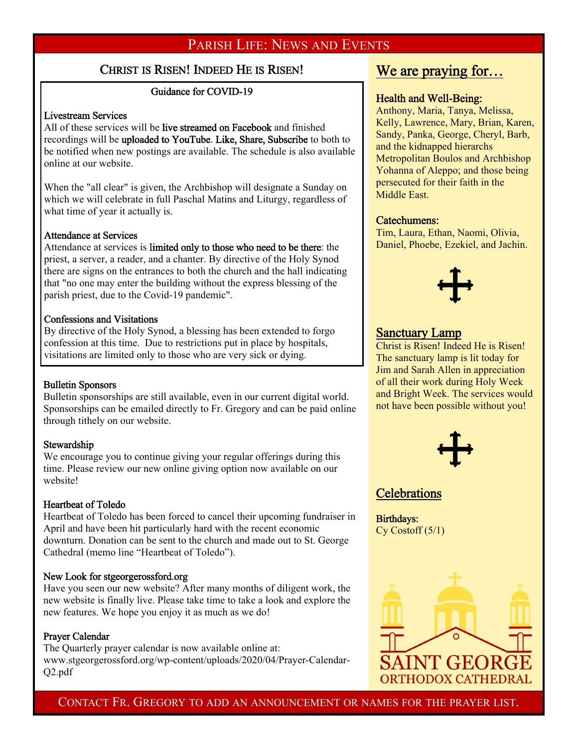# Parish Life: News and Events

## Christ is Risen! Indeed He is Risen!

### Guidance for COVID-19

**Livestream Services**

All of these services will be live streamed on Facebook and finished recordings will be uploaded to YouTube. Like, Share, Subscribe to both to be notified when new postings are available. The schedule is also available online at our website.

When the "all clear" is given, the Archbishop will designate a Sunday on which we will celebrate in full Paschal Matins and Liturgy, regardless of what time of year it actually is.

**Attendance at Services**

Attendance at services is limited only to those who need to be there: the priest, a server, a reader, and a chanter. By directive of the Holy Synod there are signs on the entrances to both the church and the hall indicating that "no one may enter the building without the express blessing of the parish priest, due to the Covid-19 pandemic".

**Confessions and Visitations**

By directive of the Holy Synod, a blessing has been extended to forgo confession at this time. Due to restrictions put in place by hospitals, visitations are limited only to those who are very sick or dying.

**Bulletin Sponsors**

Bulletin sponsorships are still available, even in our current digital world. Sponsorships can be emailed directly to Fr. Gregory and can be paid online through tithely on our website.

**Stewardship**

We encourage you to continue giving your regular offerings during this time. Please review our new online giving option now available on our website!

**Heartbeat of Toledo**

Heartbeat of Toledo has been forced to cancel their upcoming fundraiser in April and have been hit particularly hard with the recent economic downturn. Donation can be sent to the church and made out to St. George Cathedral (memo line "Heartbeat of Toledo").

**New Look for stgeorgerossford.org**

Have you seen our new website? After many months of diligent work, the new website is finally live. Please take time to take a look and explore the new features. We hope you enjoy it as much as we do!

**Prayer Calendar**

The Quarterly prayer calendar is now available online at: www.stgeorgerossford.org/wp-content/uploads/2020/04/Prayer-Calendar-Q2.pdf

## We are praying for…

**Health and Well-Being:**
Anthony, Maria, Tanya, Melissa, Kelly, Lawrence, Mary, Brian, Karen, Sandy, Panka, George, Cheryl, Barb, and the kidnapped hierarchs Metropolitan Boulos and Archbishop Yohanna of Aleppo; and those being persecuted for their faith in the Middle East.

**Catechumens:**
Tim, Laura, Ethan, Naomi, Olivia, Daniel, Phoebe, Ezekiel, and Jachin.

## Sanctuary Lamp

Christ is Risen! Indeed He is Risen! The sanctuary lamp is lit today for Jim and Sarah Allen in appreciation of all their work during Holy Week and Bright Week. The services would not have been possible without you!

## Celebrations

**Birthdays:**
Cy Costoff (5/1)

SAINT GEORGE
ORTHODOX CATHEDRAL

Contact Fr. Gregory to add an announcement or names for the prayer list.